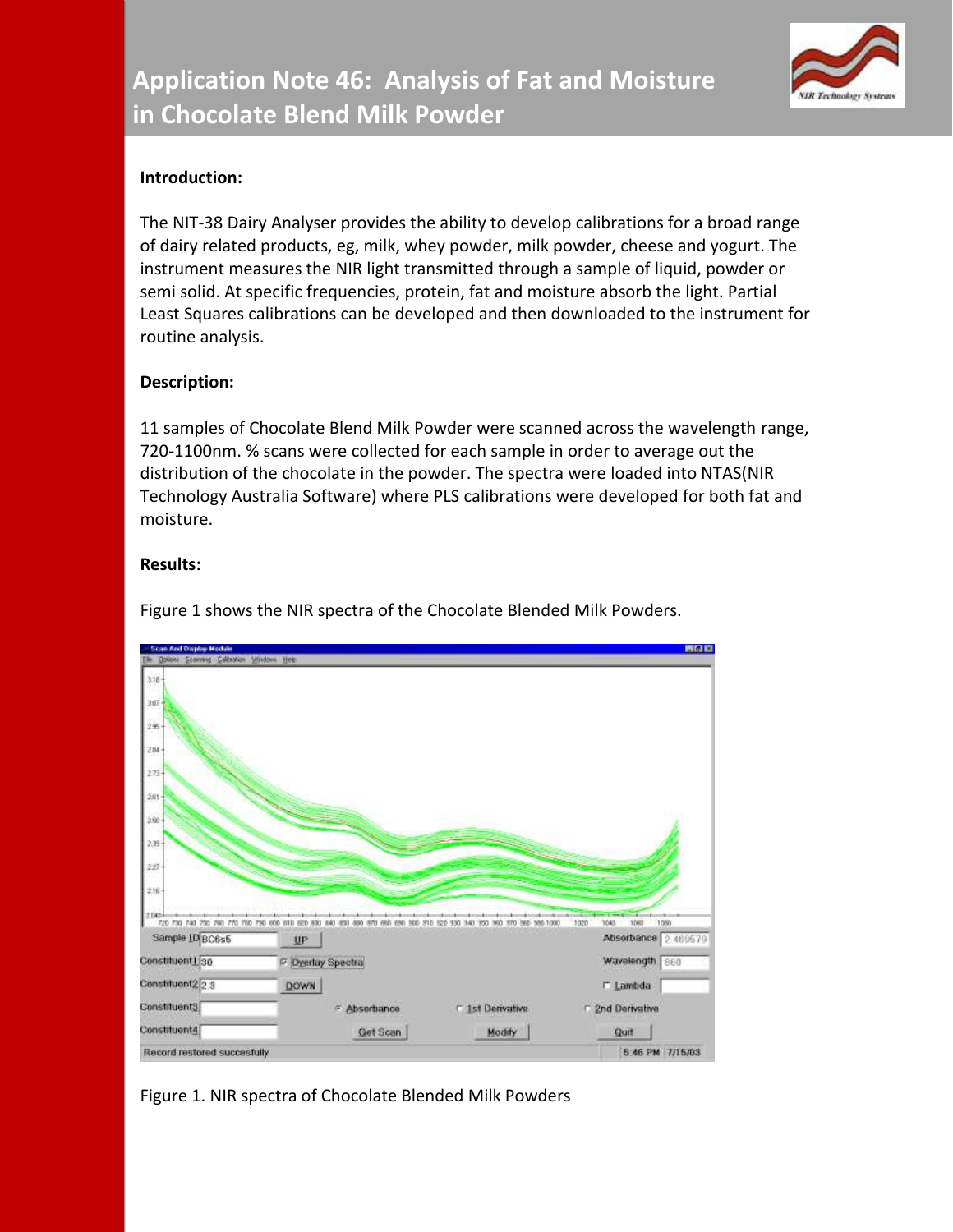# Application Note 46: Analysis of Fat and Moisture in Chocolate Blend Milk Powder

NIR Technology Systems

**Introduction:**

The NIT-38 Dairy Analyser provides the ability to develop calibrations for a broad range of dairy related products, eg, milk, whey powder, milk powder, cheese and yogurt. The instrument measures the NIR light transmitted through a sample of liquid, powder or semi solid. At specific frequencies, protein, fat and moisture absorb the light. Partial Least Squares calibrations can be developed and then downloaded to the instrument for routine analysis.

**Description:**

11 samples of Chocolate Blend Milk Powder were scanned across the wavelength range, 720-1100nm. % scans were collected for each sample in order to average out the distribution of the chocolate in the powder. The spectra were loaded into NTAS(NIR Technology Australia Software) where PLS calibrations were developed for both fat and moisture.

**Results:**

Figure 1 shows the NIR spectra of the Chocolate Blended Milk Powders.

Scan And Display Module

File Options Scanning Calibration Windows Help

3.18
3.07
2.95
2.84
2.73
2.61
2.50
2.39
2.27
2.16
2.048

720 730 740 750 760 770 780 790 800 810 820 830 840 850 860 870 880 890 900 910 920 930 940 950 960 970 980 990 1000 1020 1040 1060 1080

Sample ID BC6s5
UP
Absorbance 2.469579
Constituent1 30
Overlay Spectra
Wavelength 860
Constituent2 2.3
DOWN
Lambda
Constituent3
Absorbance
1st Derivative
2nd Derivative
Constituent4
Get Scan
Modify
Quit
Record restored succesfully
5:46 PM 7/15/03

Figure 1. NIR spectra of Chocolate Blended Milk Powders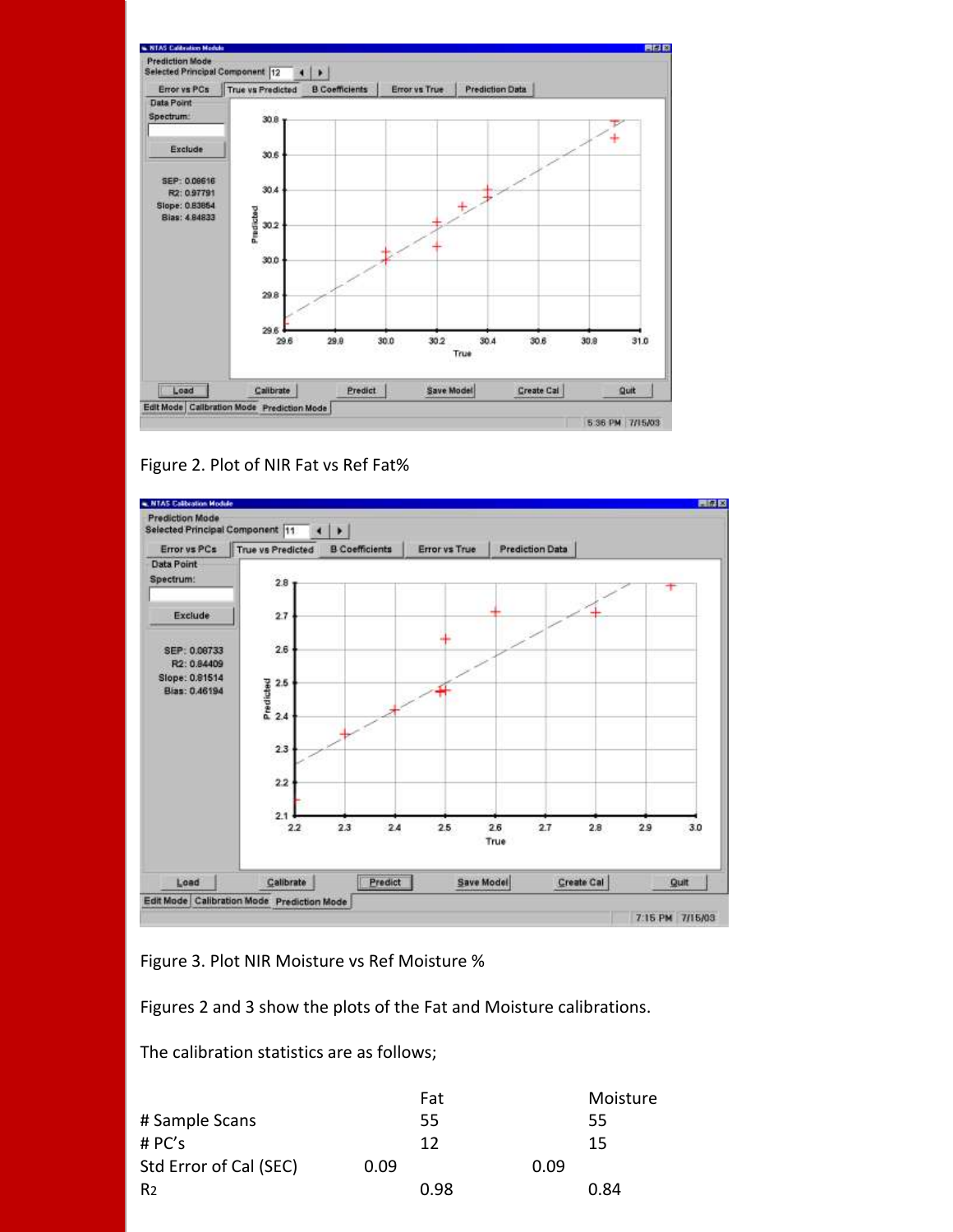NTAS Calibration Module
Prediction Mode
Selected Principal Component 12
Error vs PCs | True vs Predicted | B Coefficients | Error vs True | Prediction Data
Data Point
Spectrum:
Exclude
SEP: 0.08616
R2: 0.97791
Slope: 0.83864
Bias: 4.84833
Predicted
True
29.6 29.8 30.0 30.2 30.4 30.6 30.8 31.0
Load | Calibrate | Predict | Save Model | Create Cal | Quit
Edit Mode | Calibration Mode | Prediction Mode
5:36 PM 7/15/03

Figure 2. Plot of NIR Fat vs Ref Fat%

NTAS Calibration Module
Prediction Mode
Selected Principal Component 11
Error vs PCs | True vs Predicted | B Coefficients | Error vs True | Prediction Data
Data Point
Spectrum:
Exclude
SEP: 0.06733
R2: 0.84409
Slope: 0.81514
Bias: 0.46194
Predicted
True
2.2 2.3 2.4 2.5 2.6 2.7 2.8 2.9 3.0
Load | Calibrate | Predict | Save Model | Create Cal | Quit
Edit Mode | Calibration Mode | Prediction Mode
7:15 PM 7/15/03

Figure 3. Plot NIR Moisture vs Ref Moisture %

Figures 2 and 3 show the plots of the Fat and Moisture calibrations.

The calibration statistics are as follows;

| | Fat | Moisture |
|---|---|---|
| # Sample Scans | 55 | 55 |
| # PC's | 12 | 15 |
| Std Error of Cal (SEC) | 0.09 | 0.09 |
| $R_2$ | 0.98 | 0.84 |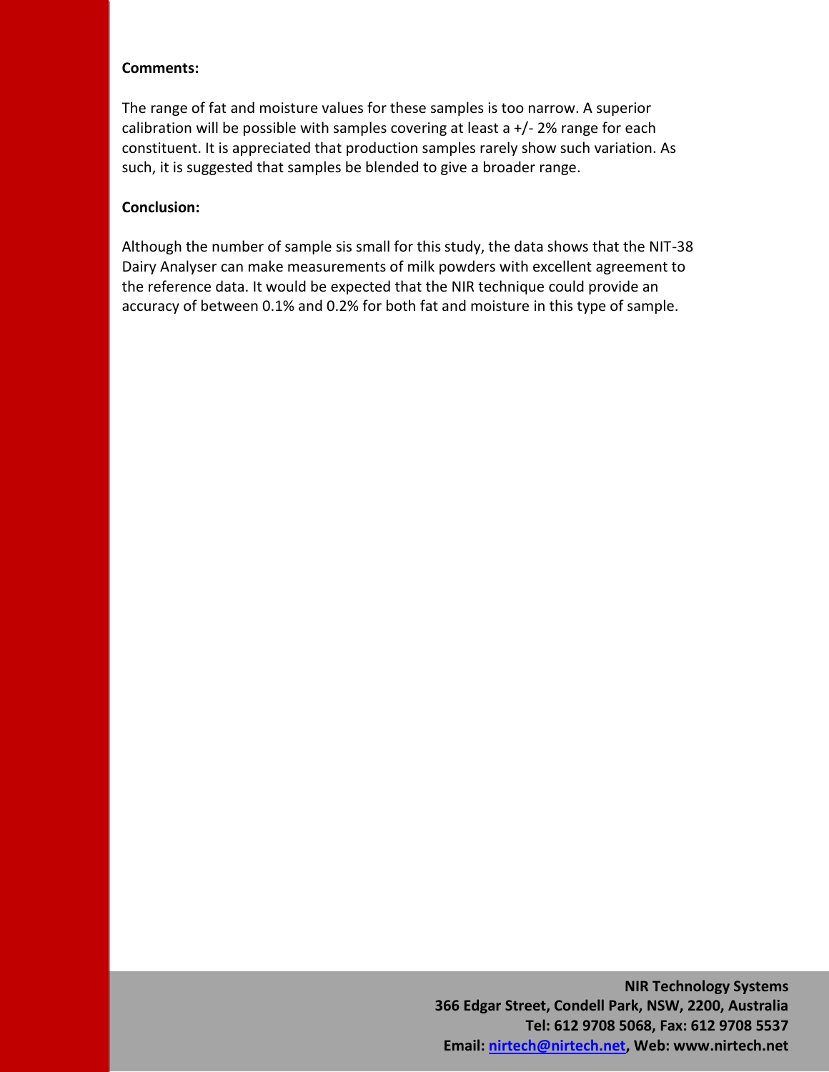**Comments:**

The range of fat and moisture values for these samples is too narrow. A superior calibration will be possible with samples covering at least a +/- 2% range for each constituent. It is appreciated that production samples rarely show such variation. As such, it is suggested that samples be blended to give a broader range.

**Conclusion:**

Although the number of sample sis small for this study, the data shows that the NIT-38 Dairy Analyser can make measurements of milk powders with excellent agreement to the reference data. It would be expected that the NIR technique could provide an accuracy of between 0.1% and 0.2% for both fat and moisture in this type of sample.